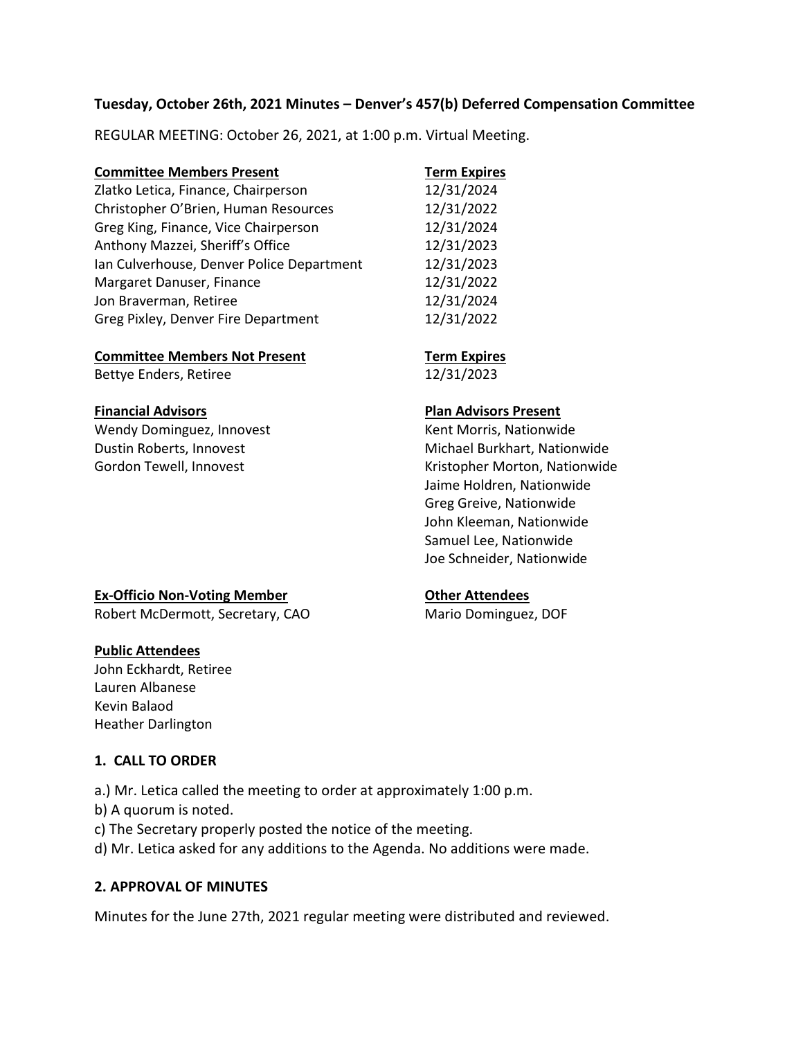**Tuesday, October 26th, 2021 Minutes – Denver's 457(b) Deferred Compensation Committee**

REGULAR MEETING: October 26, 2021, at 1:00 p.m. Virtual Meeting.

| **Committee Members Present** | **Term Expires** |
| --- | --- |
| Zlatko Letica, Finance, Chairperson | 12/31/2024 |
| Christopher O'Brien, Human Resources | 12/31/2022 |
| Greg King, Finance, Vice Chairperson | 12/31/2024 |
| Anthony Mazzei, Sheriff's Office | 12/31/2023 |
| Ian Culverhouse, Denver Police Department | 12/31/2023 |
| Margaret Danuser, Finance | 12/31/2022 |
| Jon Braverman, Retiree | 12/31/2024 |
| Greg Pixley, Denver Fire Department | 12/31/2022 |

| **Committee Members Not Present** | **Term Expires** |
| --- | --- |
| Bettye Enders, Retiree | 12/31/2023 |

**Financial Advisors**

Wendy Dominguez, Innovest
Dustin Roberts, Innovest
Gordon Tewell, Innovest

**Plan Advisors Present**

Kent Morris, Nationwide
Michael Burkhart, Nationwide
Kristopher Morton, Nationwide
Jaime Holdren, Nationwide
Greg Greive, Nationwide
John Kleeman, Nationwide
Samuel Lee, Nationwide
Joe Schneider, Nationwide

**Ex-Officio Non-Voting Member**

Robert McDermott, Secretary, CAO

**Other Attendees**

Mario Dominguez, DOF

**Public Attendees**

John Eckhardt, Retiree
Lauren Albanese
Kevin Balaod
Heather Darlington

## 1. CALL TO ORDER

a.) Mr. Letica called the meeting to order at approximately 1:00 p.m.
b) A quorum is noted.
c) The Secretary properly posted the notice of the meeting.
d) Mr. Letica asked for any additions to the Agenda. No additions were made.

## 2. APPROVAL OF MINUTES

Minutes for the June 27th, 2021 regular meeting were distributed and reviewed.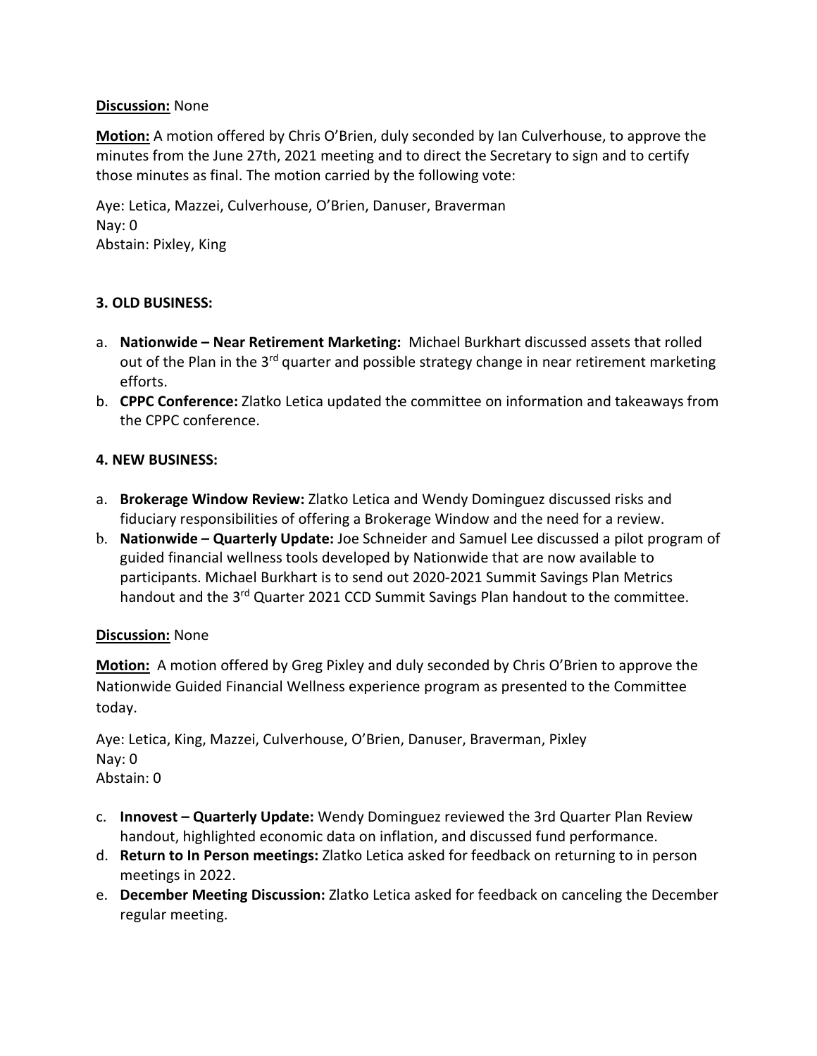**Discussion:** None

**Motion:** A motion offered by Chris O'Brien, duly seconded by Ian Culverhouse, to approve the minutes from the June 27th, 2021 meeting and to direct the Secretary to sign and to certify those minutes as final. The motion carried by the following vote:

Aye: Letica, Mazzei, Culverhouse, O'Brien, Danuser, Braverman
Nay: 0
Abstain: Pixley, King

**3. OLD BUSINESS:**

a. **Nationwide – Near Retirement Marketing:** Michael Burkhart discussed assets that rolled out of the Plan in the 3rd quarter and possible strategy change in near retirement marketing efforts.
b. **CPPC Conference:** Zlatko Letica updated the committee on information and takeaways from the CPPC conference.

**4. NEW BUSINESS:**

a. **Brokerage Window Review:** Zlatko Letica and Wendy Dominguez discussed risks and fiduciary responsibilities of offering a Brokerage Window and the need for a review.
b. **Nationwide – Quarterly Update:** Joe Schneider and Samuel Lee discussed a pilot program of guided financial wellness tools developed by Nationwide that are now available to participants. Michael Burkhart is to send out 2020-2021 Summit Savings Plan Metrics handout and the 3rd Quarter 2021 CCD Summit Savings Plan handout to the committee.

**Discussion:** None

**Motion:** A motion offered by Greg Pixley and duly seconded by Chris O'Brien to approve the Nationwide Guided Financial Wellness experience program as presented to the Committee today.

Aye: Letica, King, Mazzei, Culverhouse, O'Brien, Danuser, Braverman, Pixley
Nay: 0
Abstain: 0

c. **Innovest – Quarterly Update:** Wendy Dominguez reviewed the 3rd Quarter Plan Review handout, highlighted economic data on inflation, and discussed fund performance.
d. **Return to In Person meetings:** Zlatko Letica asked for feedback on returning to in person meetings in 2022.
e. **December Meeting Discussion:** Zlatko Letica asked for feedback on canceling the December regular meeting.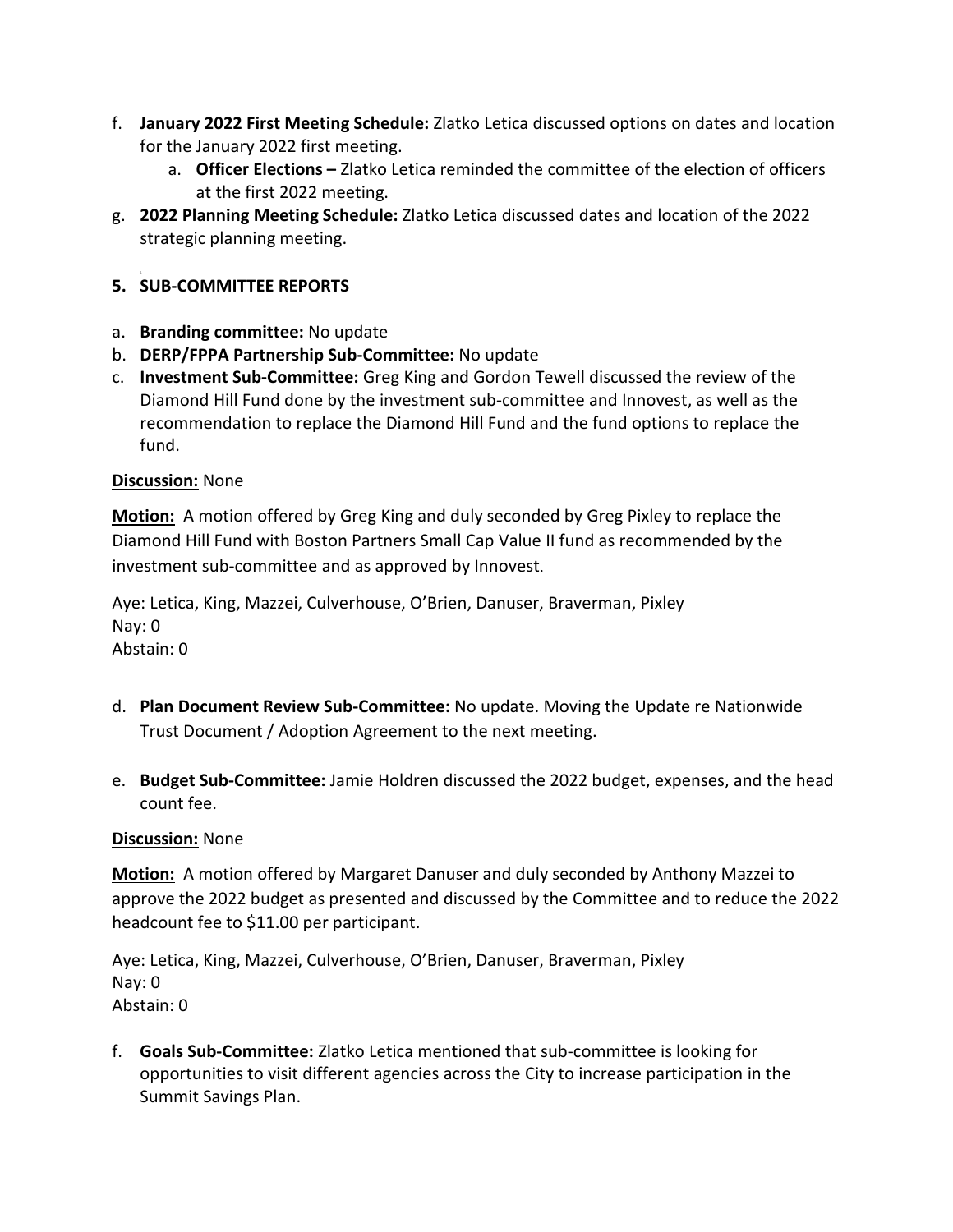f. **January 2022 First Meeting Schedule:** Zlatko Letica discussed options on dates and location for the January 2022 first meeting.
    a. **Officer Elections –** Zlatko Letica reminded the committee of the election of officers at the first 2022 meeting.

g. **2022 Planning Meeting Schedule:** Zlatko Letica discussed dates and location of the 2022 strategic planning meeting.

**5. SUB-COMMITTEE REPORTS**

a. **Branding committee:** No update

b. **DERP/FPPA Partnership Sub-Committee:** No update

c. **Investment Sub-Committee:** Greg King and Gordon Tewell discussed the review of the Diamond Hill Fund done by the investment sub-committee and Innovest, as well as the recommendation to replace the Diamond Hill Fund and the fund options to replace the fund.

**Discussion:** None

**Motion:** A motion offered by Greg King and duly seconded by Greg Pixley to replace the Diamond Hill Fund with Boston Partners Small Cap Value II fund as recommended by the investment sub-committee and as approved by Innovest.

Aye: Letica, King, Mazzei, Culverhouse, O'Brien, Danuser, Braverman, Pixley
Nay: 0
Abstain: 0

d. **Plan Document Review Sub-Committee:** No update. Moving the Update re Nationwide Trust Document / Adoption Agreement to the next meeting.

e. **Budget Sub-Committee:** Jamie Holdren discussed the 2022 budget, expenses, and the head count fee.

**Discussion:** None

**Motion:** A motion offered by Margaret Danuser and duly seconded by Anthony Mazzei to approve the 2022 budget as presented and discussed by the Committee and to reduce the 2022 headcount fee to $11.00 per participant.

Aye: Letica, King, Mazzei, Culverhouse, O'Brien, Danuser, Braverman, Pixley
Nay: 0
Abstain: 0

f. **Goals Sub-Committee:** Zlatko Letica mentioned that sub-committee is looking for opportunities to visit different agencies across the City to increase participation in the Summit Savings Plan.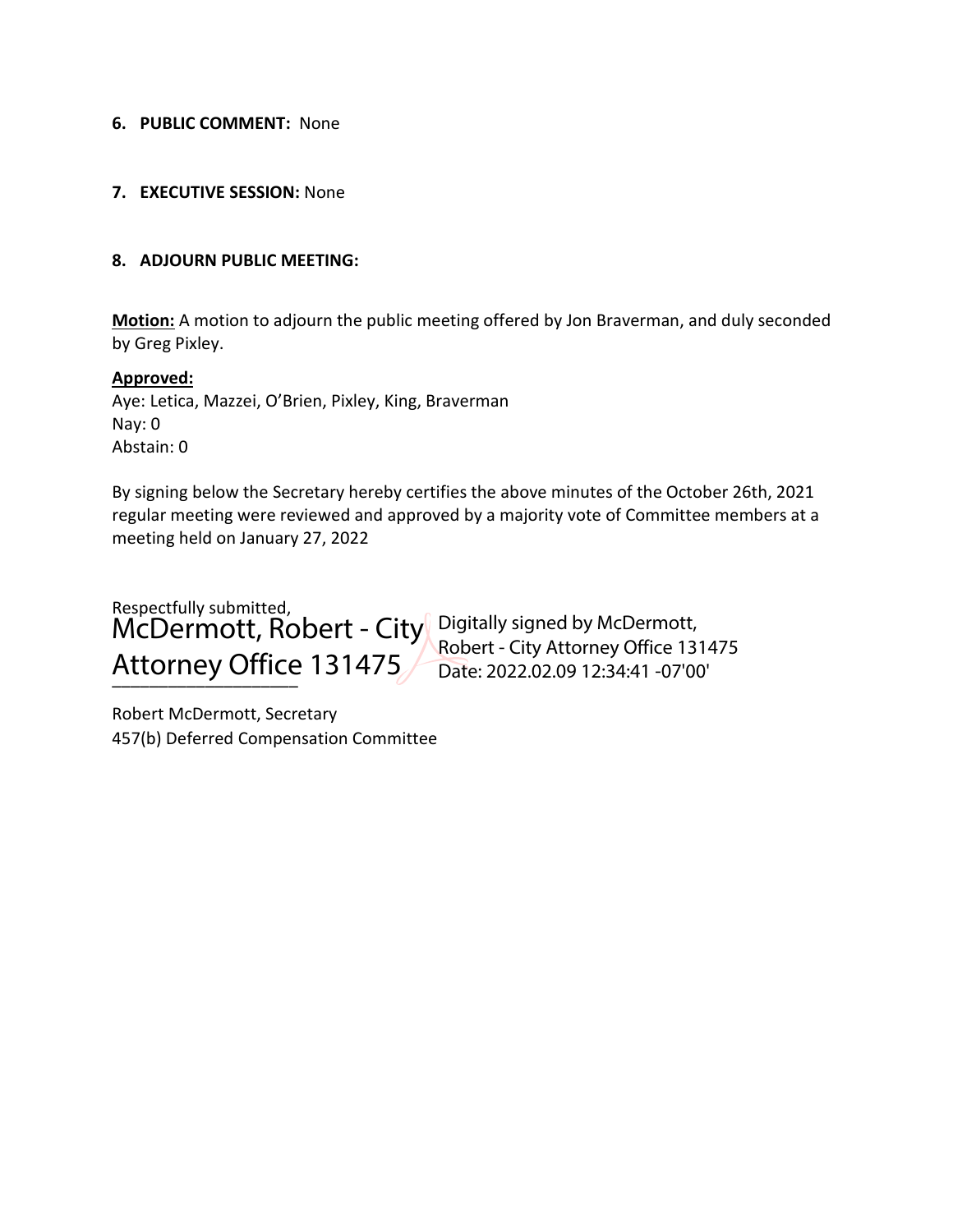**6. PUBLIC COMMENT:** None

**7. EXECUTIVE SESSION:** None

**8. ADJOURN PUBLIC MEETING:**

**Motion:** A motion to adjourn the public meeting offered by Jon Braverman, and duly seconded by Greg Pixley.

**Approved:**
Aye: Letica, Mazzei, O'Brien, Pixley, King, Braverman
Nay: 0
Abstain: 0

By signing below the Secretary hereby certifies the above minutes of the October 26th, 2021 regular meeting were reviewed and approved by a majority vote of Committee members at a meeting held on January 27, 2022

Respectfully submitted,
McDermott, Robert - City Attorney Office 131475
Digitally signed by McDermott, Robert - City Attorney Office 131475
Date: 2022.02.09 12:34:41 -07'00'

___________________________

Robert McDermott, Secretary
457(b) Deferred Compensation Committee